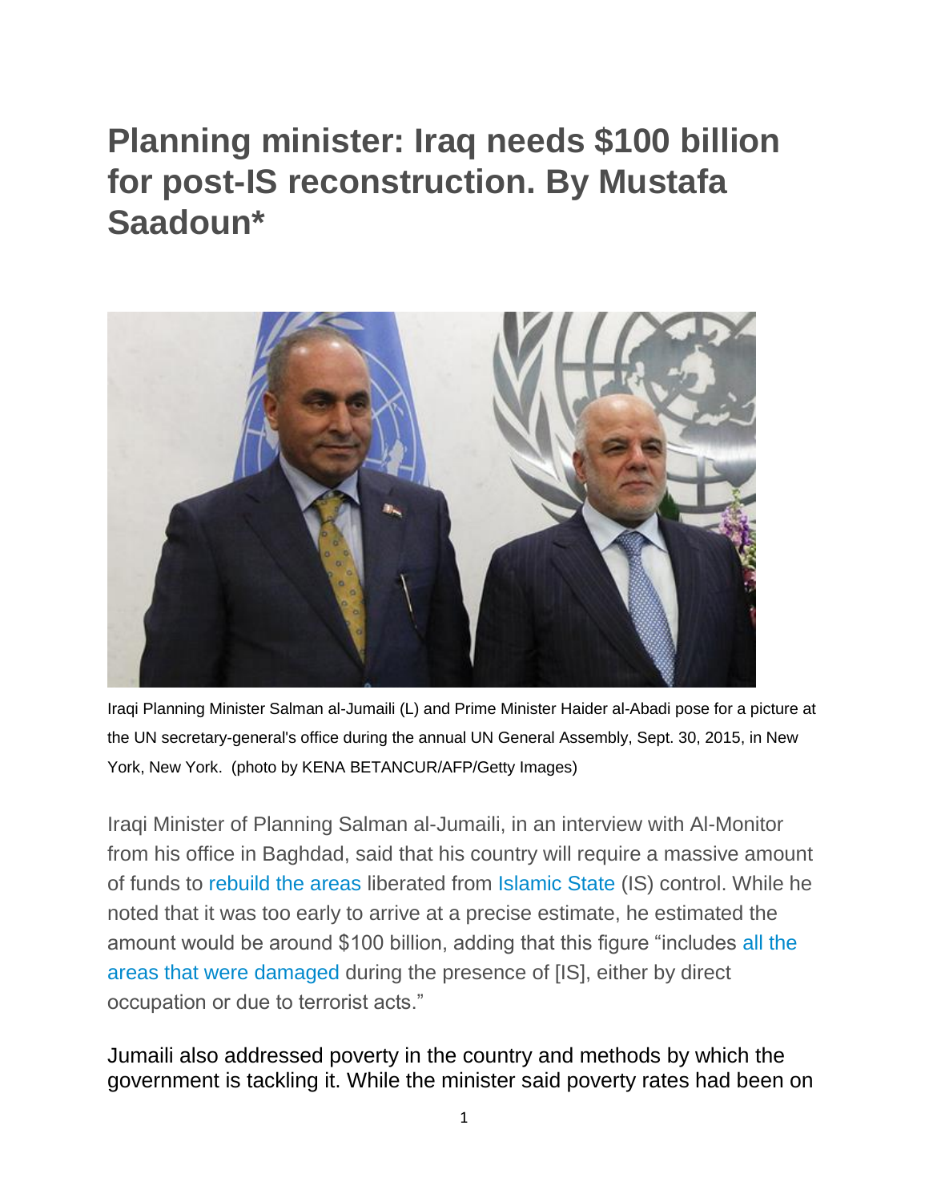# Planning minister: Iraq needs $100 billion for post-IS reconstruction. By Mustafa Saadoun*

Iraqi Planning Minister Salman al-Jumaili (L) and Prime Minister Haider al-Abadi pose for a picture at the UN secretary-general's office during the annual UN General Assembly, Sept. 30, 2015, in New York, New York. (photo by KENA BETANCUR/AFP/Getty Images)

Iraqi Minister of Planning Salman al-Jumaili, in an interview with Al-Monitor from his office in Baghdad, said that his country will require a massive amount of funds to rebuild the areas liberated from Islamic State (IS) control. While he noted that it was too early to arrive at a precise estimate, he estimated the amount would be around $100 billion, adding that this figure "includes all the areas that were damaged during the presence of [IS], either by direct occupation or due to terrorist acts."

Jumaili also addressed poverty in the country and methods by which the government is tackling it. While the minister said poverty rates had been on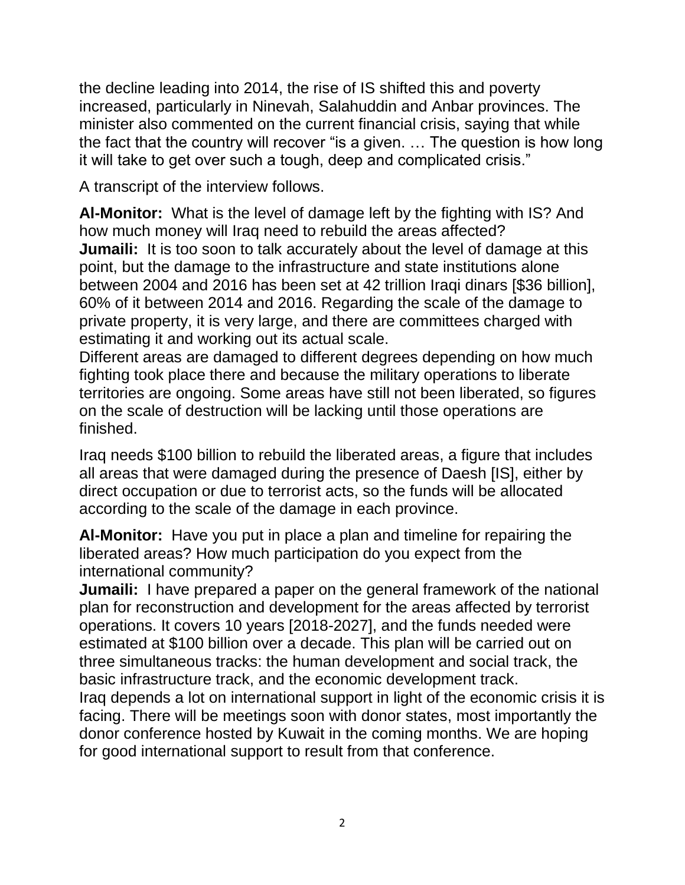the decline leading into 2014, the rise of IS shifted this and poverty increased, particularly in Ninevah, Salahuddin and Anbar provinces. The minister also commented on the current financial crisis, saying that while the fact that the country will recover "is a given. … The question is how long it will take to get over such a tough, deep and complicated crisis."

A transcript of the interview follows.

**Al-Monitor:** What is the level of damage left by the fighting with IS? And how much money will Iraq need to rebuild the areas affected?
**Jumaili:** It is too soon to talk accurately about the level of damage at this point, but the damage to the infrastructure and state institutions alone between 2004 and 2016 has been set at 42 trillion Iraqi dinars [$36 billion], 60% of it between 2014 and 2016. Regarding the scale of the damage to private property, it is very large, and there are committees charged with estimating it and working out its actual scale.
Different areas are damaged to different degrees depending on how much fighting took place there and because the military operations to liberate territories are ongoing. Some areas have still not been liberated, so figures on the scale of destruction will be lacking until those operations are finished.

Iraq needs $100 billion to rebuild the liberated areas, a figure that includes all areas that were damaged during the presence of Daesh [IS], either by direct occupation or due to terrorist acts, so the funds will be allocated according to the scale of the damage in each province.

**Al-Monitor:** Have you put in place a plan and timeline for repairing the liberated areas? How much participation do you expect from the international community?
**Jumaili:** I have prepared a paper on the general framework of the national plan for reconstruction and development for the areas affected by terrorist operations. It covers 10 years [2018-2027], and the funds needed were estimated at $100 billion over a decade. This plan will be carried out on three simultaneous tracks: the human development and social track, the basic infrastructure track, and the economic development track.
Iraq depends a lot on international support in light of the economic crisis it is facing. There will be meetings soon with donor states, most importantly the donor conference hosted by Kuwait in the coming months. We are hoping for good international support to result from that conference.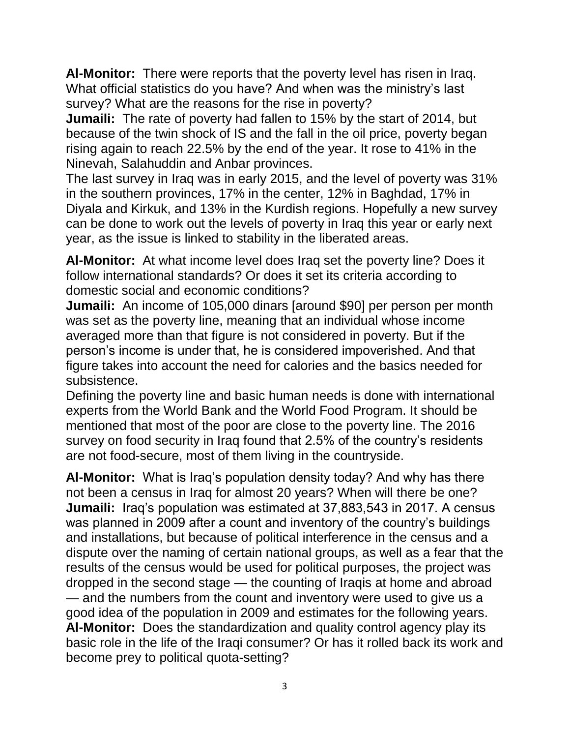**Al-Monitor:** There were reports that the poverty level has risen in Iraq. What official statistics do you have? And when was the ministry's last survey? What are the reasons for the rise in poverty?

**Jumaili:** The rate of poverty had fallen to 15% by the start of 2014, but because of the twin shock of IS and the fall in the oil price, poverty began rising again to reach 22.5% by the end of the year. It rose to 41% in the Ninevah, Salahuddin and Anbar provinces.

The last survey in Iraq was in early 2015, and the level of poverty was 31% in the southern provinces, 17% in the center, 12% in Baghdad, 17% in Diyala and Kirkuk, and 13% in the Kurdish regions. Hopefully a new survey can be done to work out the levels of poverty in Iraq this year or early next year, as the issue is linked to stability in the liberated areas.

**Al-Monitor:** At what income level does Iraq set the poverty line? Does it follow international standards? Or does it set its criteria according to domestic social and economic conditions?

**Jumaili:** An income of 105,000 dinars [around $90] per person per month was set as the poverty line, meaning that an individual whose income averaged more than that figure is not considered in poverty. But if the person's income is under that, he is considered impoverished. And that figure takes into account the need for calories and the basics needed for subsistence.

Defining the poverty line and basic human needs is done with international experts from the World Bank and the World Food Program. It should be mentioned that most of the poor are close to the poverty line. The 2016 survey on food security in Iraq found that 2.5% of the country's residents are not food-secure, most of them living in the countryside.

**Al-Monitor:** What is Iraq's population density today? And why has there not been a census in Iraq for almost 20 years? When will there be one?

**Jumaili:** Iraq's population was estimated at 37,883,543 in 2017. A census was planned in 2009 after a count and inventory of the country's buildings and installations, but because of political interference in the census and a dispute over the naming of certain national groups, as well as a fear that the results of the census would be used for political purposes, the project was dropped in the second stage — the counting of Iraqis at home and abroad — and the numbers from the count and inventory were used to give us a good idea of the population in 2009 and estimates for the following years.

**Al-Monitor:** Does the standardization and quality control agency play its basic role in the life of the Iraqi consumer? Or has it rolled back its work and become prey to political quota-setting?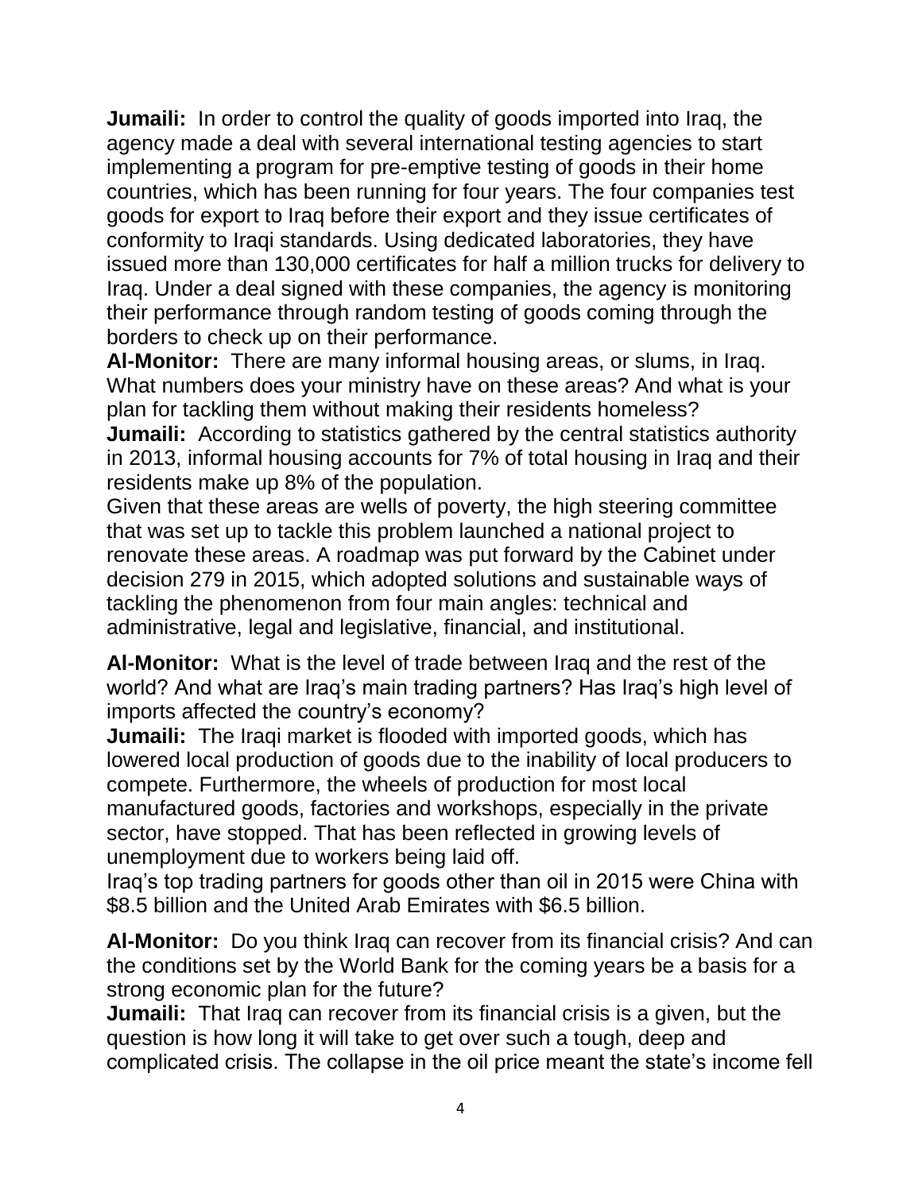**Jumaili:** In order to control the quality of goods imported into Iraq, the agency made a deal with several international testing agencies to start implementing a program for pre-emptive testing of goods in their home countries, which has been running for four years. The four companies test goods for export to Iraq before their export and they issue certificates of conformity to Iraqi standards. Using dedicated laboratories, they have issued more than 130,000 certificates for half a million trucks for delivery to Iraq. Under a deal signed with these companies, the agency is monitoring their performance through random testing of goods coming through the borders to check up on their performance.

**Al-Monitor:** There are many informal housing areas, or slums, in Iraq. What numbers does your ministry have on these areas? And what is your plan for tackling them without making their residents homeless?

**Jumaili:** According to statistics gathered by the central statistics authority in 2013, informal housing accounts for 7% of total housing in Iraq and their residents make up 8% of the population.

Given that these areas are wells of poverty, the high steering committee that was set up to tackle this problem launched a national project to renovate these areas. A roadmap was put forward by the Cabinet under decision 279 in 2015, which adopted solutions and sustainable ways of tackling the phenomenon from four main angles: technical and administrative, legal and legislative, financial, and institutional.

**Al-Monitor:** What is the level of trade between Iraq and the rest of the world? And what are Iraq's main trading partners? Has Iraq's high level of imports affected the country's economy?

**Jumaili:** The Iraqi market is flooded with imported goods, which has lowered local production of goods due to the inability of local producers to compete. Furthermore, the wheels of production for most local manufactured goods, factories and workshops, especially in the private sector, have stopped. That has been reflected in growing levels of unemployment due to workers being laid off.

Iraq's top trading partners for goods other than oil in 2015 were China with $8.5 billion and the United Arab Emirates with $6.5 billion.

**Al-Monitor:** Do you think Iraq can recover from its financial crisis? And can the conditions set by the World Bank for the coming years be a basis for a strong economic plan for the future?

**Jumaili:** That Iraq can recover from its financial crisis is a given, but the question is how long it will take to get over such a tough, deep and complicated crisis. The collapse in the oil price meant the state's income fell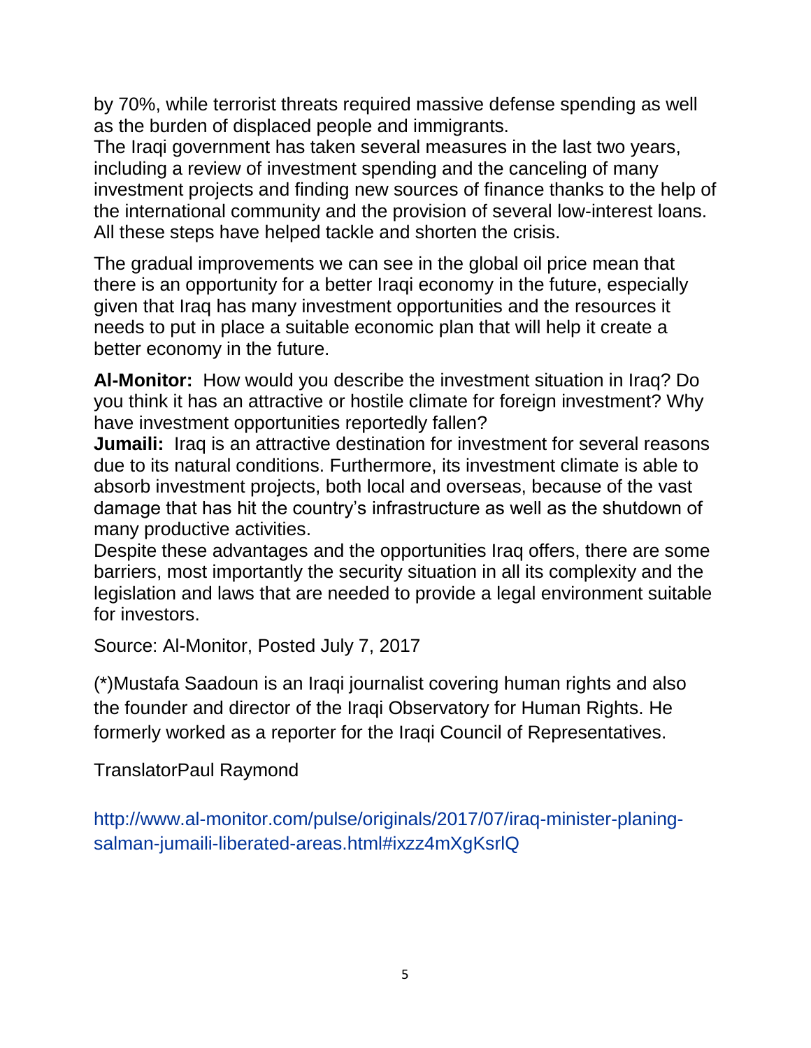by 70%, while terrorist threats required massive defense spending as well as the burden of displaced people and immigrants.
The Iraqi government has taken several measures in the last two years, including a review of investment spending and the canceling of many investment projects and finding new sources of finance thanks to the help of the international community and the provision of several low-interest loans. All these steps have helped tackle and shorten the crisis.

The gradual improvements we can see in the global oil price mean that there is an opportunity for a better Iraqi economy in the future, especially given that Iraq has many investment opportunities and the resources it needs to put in place a suitable economic plan that will help it create a better economy in the future.

**Al-Monitor:** How would you describe the investment situation in Iraq? Do you think it has an attractive or hostile climate for foreign investment? Why have investment opportunities reportedly fallen?
**Jumaili:** Iraq is an attractive destination for investment for several reasons due to its natural conditions. Furthermore, its investment climate is able to absorb investment projects, both local and overseas, because of the vast damage that has hit the country's infrastructure as well as the shutdown of many productive activities.
Despite these advantages and the opportunities Iraq offers, there are some barriers, most importantly the security situation in all its complexity and the legislation and laws that are needed to provide a legal environment suitable for investors.

Source: Al-Monitor, Posted July 7, 2017

(*)Mustafa Saadoun is an Iraqi journalist covering human rights and also the founder and director of the Iraqi Observatory for Human Rights. He formerly worked as a reporter for the Iraqi Council of Representatives.

TranslatorPaul Raymond

http://www.al-monitor.com/pulse/originals/2017/07/iraq-minister-planing-salman-jumaili-liberated-areas.html#ixzz4mXgKsrlQ